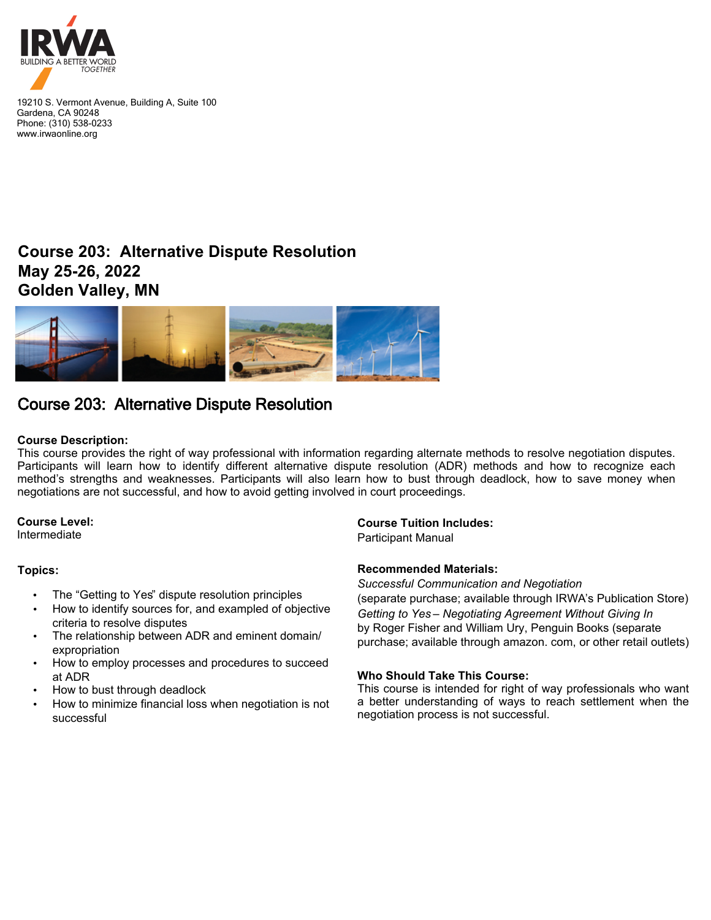IRWA
BUILDING A BETTER WORLD TOGETHER

19210 S. Vermont Avenue, Building A, Suite 100
Gardena, CA 90248
Phone: (310) 538-0233
www.irwaonline.org

# Course 203: Alternative Dispute Resolution
# May 25-26, 2022
# Golden Valley, MN

## Course 203: Alternative Dispute Resolution

**Course Description:**
This course provides the right of way professional with information regarding alternate methods to resolve negotiation disputes. Participants will learn how to identify different alternative dispute resolution (ADR) methods and how to recognize each method's strengths and weaknesses. Participants will also learn how to bust through deadlock, how to save money when negotiations are not successful, and how to avoid getting involved in court proceedings.

**Course Level:**
Intermediate

**Topics:**

- The "Getting to Yes" dispute resolution principles
- How to identify sources for, and exampled of objective criteria to resolve disputes
- The relationship between ADR and eminent domain/ expropriation
- How to employ processes and procedures to succeed at ADR
- How to bust through deadlock
- How to minimize financial loss when negotiation is not successful

**Course Tuition Includes:**
Participant Manual

**Recommended Materials:**
*Successful Communication and Negotiation*
(separate purchase; available through IRWA's Publication Store)
*Getting to Yes – Negotiating Agreement Without Giving In*
by Roger Fisher and William Ury, Penguin Books (separate purchase; available through amazon. com, or other retail outlets)

**Who Should Take This Course:**
This course is intended for right of way professionals who want a better understanding of ways to reach settlement when the negotiation process is not successful.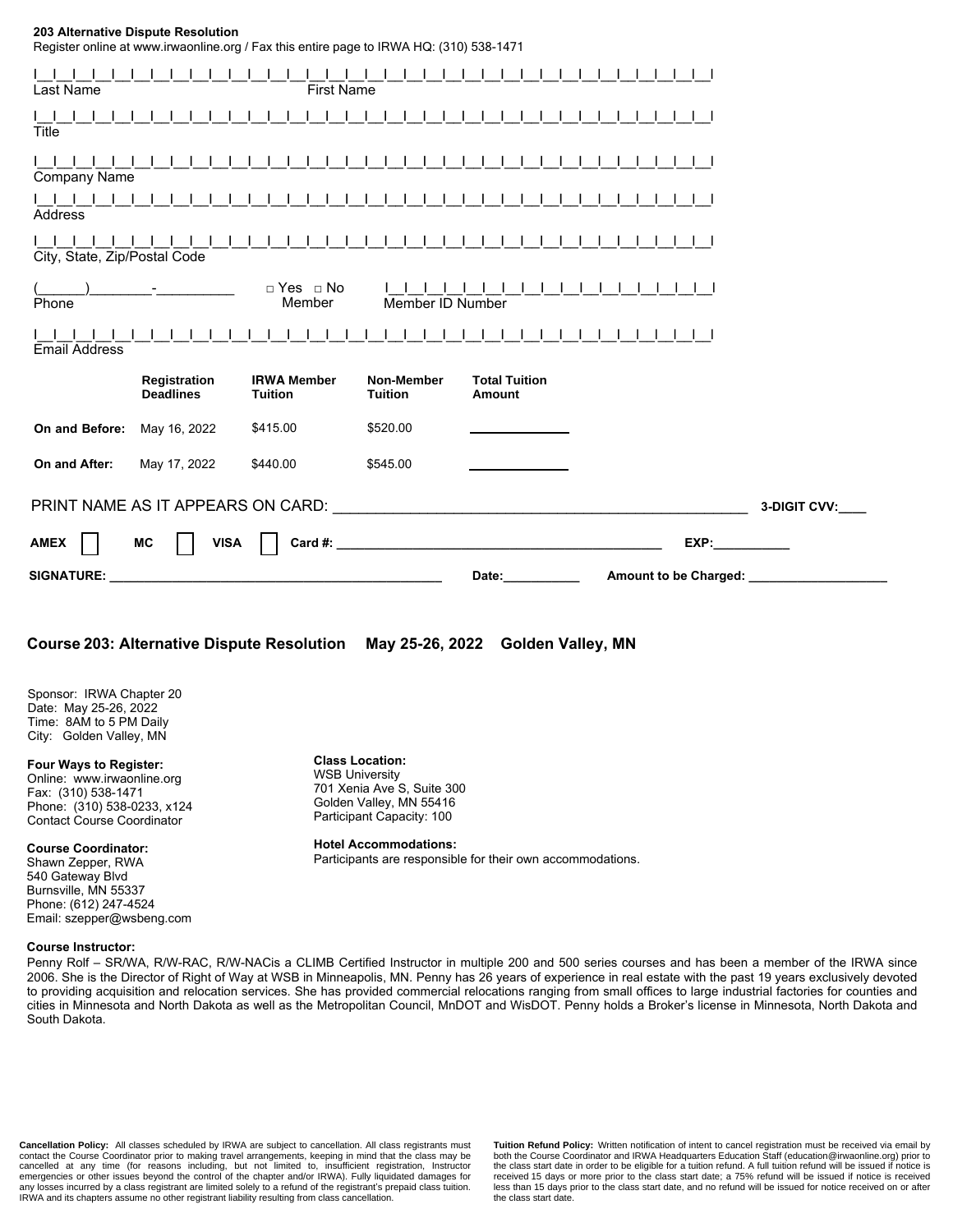**203 Alternative Dispute Resolution**

Register online at www.irwaonline.org / Fax this entire page to IRWA HQ: (310) 538-1471

Last Name First Name

Title

Company Name

Address

City, State, Zip/Postal Code

(\_\_\_\_\_\_)\_\_\_\_\_\_\_\_-\_\_\_\_\_\_\_\_\_\_ □ Yes □ No

Phone Member Member ID Number

Email Address

| | Registration Deadlines | IRWA Member Tuition | Non-Member Tuition | Total Tuition Amount |
|---|---|---|---|---|
| **On and Before:** | May 16, 2022 | $415.00 | $520.00 | \_\_\_\_\_\_\_\_\_\_\_\_ |
| **On and After:** | May 17, 2022 | $440.00 | $545.00 | \_\_\_\_\_\_\_\_\_\_\_\_ |

PRINT NAME AS IT APPEARS ON CARD: \_\_\_\_\_\_\_\_\_\_\_\_\_\_\_\_\_\_\_\_\_\_\_\_\_\_\_\_\_\_\_\_\_\_\_\_\_\_\_\_ **3-DIGIT CVV:\_\_\_\_**

**AMEX** ☐ **MC** ☐ **VISA** ☐ **Card #:** \_\_\_\_\_\_\_\_\_\_\_\_\_\_\_\_\_\_\_\_\_\_\_\_\_\_\_\_\_\_\_\_\_\_\_\_ **EXP:**\_\_\_\_\_\_\_\_\_\_\_

**SIGNATURE:** \_\_\_\_\_\_\_\_\_\_\_\_\_\_\_\_\_\_\_\_\_\_\_\_\_\_\_\_\_\_\_\_\_\_\_\_\_\_\_\_ **Date:**\_\_\_\_\_\_\_\_\_\_\_ **Amount to be Charged:** \_\_\_\_\_\_\_\_\_\_\_\_\_\_\_\_\_\_\_

## Course 203: Alternative Dispute Resolution May 25-26, 2022 Golden Valley, MN

Sponsor: IRWA Chapter 20
Date: May 25-26, 2022
Time: 8AM to 5 PM Daily
City: Golden Valley, MN

**Four Ways to Register:**
Online: www.irwaonline.org
Fax: (310) 538-1471
Phone: (310) 538-0233, x124
Contact Course Coordinator

**Course Coordinator:**
Shawn Zepper, RWA
540 Gateway Blvd
Burnsville, MN 55337
Phone: (612) 247-4524
Email: szepper@wsbeng.com

**Class Location:**
WSB University
701 Xenia Ave S, Suite 300
Golden Valley, MN 55416
Participant Capacity: 100

**Hotel Accommodations:**
Participants are responsible for their own accommodations.

**Course Instructor:**
Penny Rolf – SR/WA, R/W-RAC, R/W-NACis a CLIMB Certified Instructor in multiple 200 and 500 series courses and has been a member of the IRWA since 2006. She is the Director of Right of Way at WSB in Minneapolis, MN. Penny has 26 years of experience in real estate with the past 19 years exclusively devoted to providing acquisition and relocation services. She has provided commercial relocations ranging from small offices to large industrial factories for counties and cities in Minnesota and North Dakota as well as the Metropolitan Council, MnDOT and WisDOT. Penny holds a Broker's license in Minnesota, North Dakota and South Dakota.

**Cancellation Policy:** All classes scheduled by IRWA are subject to cancellation. All class registrants must contact the Course Coordinator prior to making travel arrangements, keeping in mind that the class may be cancelled at any time (for reasons including, but not limited to, insufficient registration, Instructor emergencies or other issues beyond the control of the chapter and/or IRWA). Fully liquidated damages for any losses incurred by a class registrant are limited solely to a refund of the registrant's prepaid class tuition. IRWA and its chapters assume no other registrant liability resulting from class cancellation.

**Tuition Refund Policy:** Written notification of intent to cancel registration must be received via email by both the Course Coordinator and IRWA Headquarters Education Staff (education@irwaonline.org) prior to the class start date in order to be eligible for a tuition refund. A full tuition refund will be issued if notice is received 15 days or more prior to the class start date; a 75% refund will be issued if notice is received less than 15 days prior to the class start date, and no refund will be issued for notice received on or after the class start date.